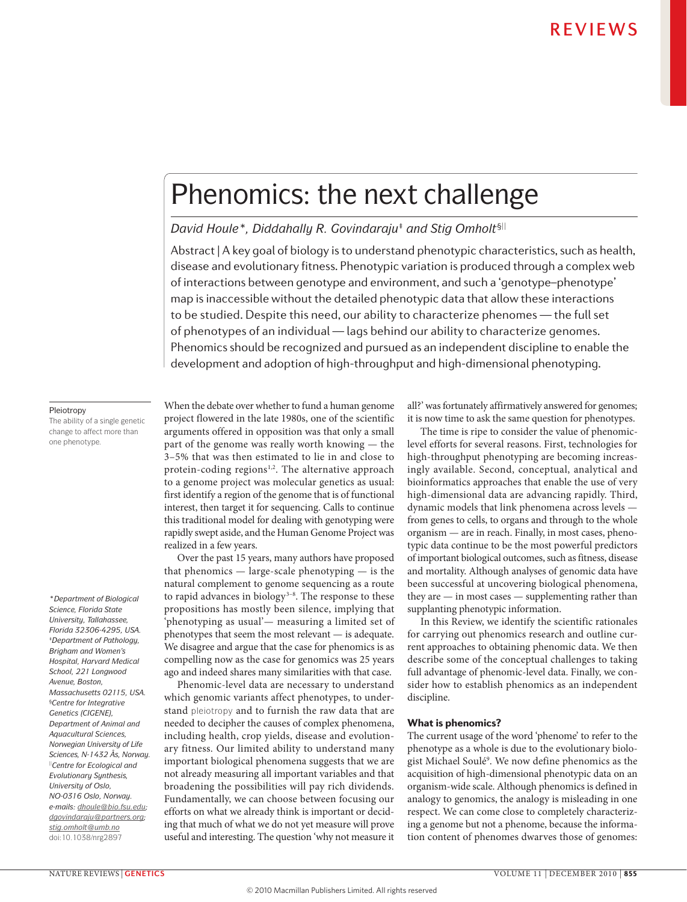# Phenomics: the next challenge

*David Houle\*, Diddahally R. Govindaraju[‡] and Stig Omholt[§||]*

Abstract | A key goal of biology is to understand phenotypic characteristics, such as health, disease and evolutionary fitness. Phenotypic variation is produced through a complex web of interactions between genotype and environment, and such a 'genotype–phenotype' map is inaccessible without the detailed phenotypic data that allow these interactions to be studied. Despite this need, our ability to characterize phenomes — the full set of phenotypes of an individual — lags behind our ability to characterize genomes. Phenomics should be recognized and pursued as an independent discipline to enable the development and adoption of high-throughput and high-dimensional phenotyping.

Pleiotropy
The ability of a single genetic change to affect more than one phenotype.

*\*Department of Biological Science, Florida State University, Tallahassee, Florida 32306-4295, USA.*
*[‡]Department of Pathology, Brigham and Women's Hospital, Harvard Medical School, 221 Longwood Avenue, Boston, Massachusetts 02115, USA.*
*[§]Centre for Integrative Genetics (CIGENE), Department of Animal and Aquacultural Sciences, Norwegian University of Life Sciences, N-1432 Ås, Norway.*
*[||]Centre for Ecological and Evolutionary Synthesis, University of Oslo, NO-0316 Oslo, Norway.*
*e-mails: dhoule@bio.fsu.edu; dgovindaraju@partners.org; stig.omholt@umb.no*
doi:10.1038/nrg2897

When the debate over whether to fund a human genome project flowered in the late 1980s, one of the scientific arguments offered in opposition was that only a small part of the genome was really worth knowing — the 3–5% that was then estimated to lie in and close to protein-coding regions[1,2]. The alternative approach to a genome project was molecular genetics as usual: first identify a region of the genome that is of functional interest, then target it for sequencing. Calls to continue this traditional model for dealing with genotyping were rapidly swept aside, and the Human Genome Project was realized in a few years.

Over the past 15 years, many authors have proposed that phenomics — large-scale phenotyping — is the natural complement to genome sequencing as a route to rapid advances in biology[3–8]. The response to these propositions has mostly been silence, implying that 'phenotyping as usual'— measuring a limited set of phenotypes that seem the most relevant — is adequate. We disagree and argue that the case for phenomics is as compelling now as the case for genomics was 25 years ago and indeed shares many similarities with that case.

Phenomic-level data are necessary to understand which genomic variants affect phenotypes, to understand pleiotropy and to furnish the raw data that are needed to decipher the causes of complex phenomena, including health, crop yields, disease and evolutionary fitness. Our limited ability to understand many important biological phenomena suggests that we are not already measuring all important variables and that broadening the possibilities will pay rich dividends. Fundamentally, we can choose between focusing our efforts on what we already think is important or deciding that much of what we do not yet measure will prove useful and interesting. The question 'why not measure it all?' was fortunately affirmatively answered for genomes; it is now time to ask the same question for phenotypes.

The time is ripe to consider the value of phenomic-level efforts for several reasons. First, technologies for high-throughput phenotyping are becoming increasingly available. Second, conceptual, analytical and bioinformatics approaches that enable the use of very high-dimensional data are advancing rapidly. Third, dynamic models that link phenomena across levels — from genes to cells, to organs and through to the whole organism — are in reach. Finally, in most cases, phenotypic data continue to be the most powerful predictors of important biological outcomes, such as fitness, disease and mortality. Although analyses of genomic data have been successful at uncovering biological phenomena, they are — in most cases — supplementing rather than supplanting phenotypic information.

In this Review, we identify the scientific rationales for carrying out phenomics research and outline current approaches to obtaining phenomic data. We then describe some of the conceptual challenges to taking full advantage of phenomic-level data. Finally, we consider how to establish phenomics as an independent discipline.

## What is phenomics?

The current usage of the word 'phenome' to refer to the phenotype as a whole is due to the evolutionary biologist Michael Soulé[9]. We now define phenomics as the acquisition of high-dimensional phenotypic data on an organism-wide scale. Although phenomics is defined in analogy to genomics, the analogy is misleading in one respect. We can come close to completely characterizing a genome but not a phenome, because the information content of phenomes dwarves those of genomes: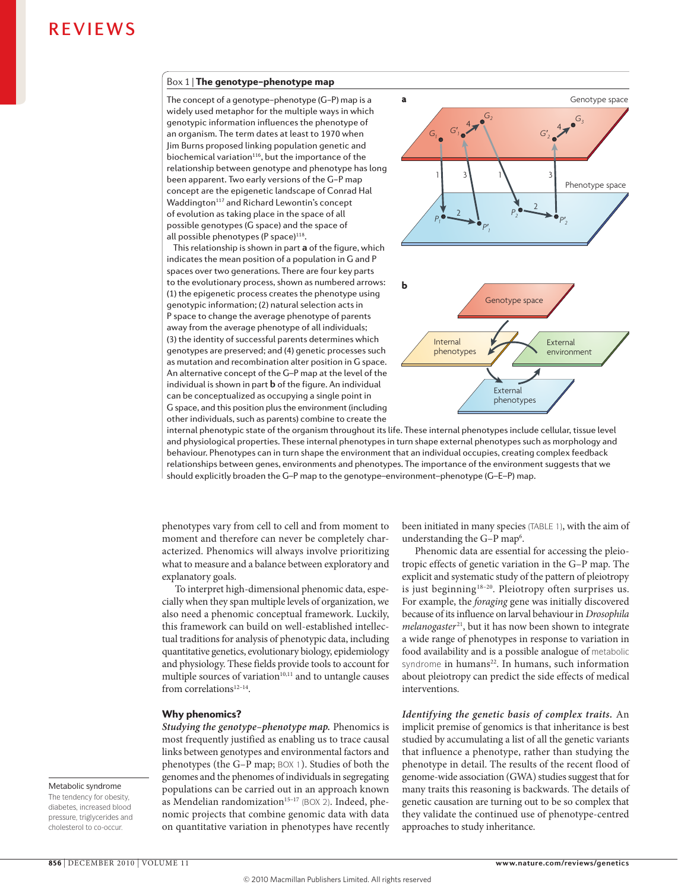### Box 1 | The genotype–phenotype map

The concept of a genotype–phenotype (G–P) map is a widely used metaphor for the multiple ways in which genotypic information influences the phenotype of an organism. The term dates at least to 1970 when Jim Burns proposed linking population genetic and biochemical variation[116], but the importance of the relationship between genotype and phenotype has long been apparent. Two early versions of the G–P map concept are the epigenetic landscape of Conrad Hal Waddington[117] and Richard Lewontin's concept of evolution as taking place in the space of all possible genotypes (G space) and the space of all possible phenotypes (P space)[118].

This relationship is shown in part **a** of the figure, which indicates the mean position of a population in G and P spaces over two generations. There are four key parts to the evolutionary process, shown as numbered arrows: (1) the epigenetic process creates the phenotype using genotypic information; (2) natural selection acts in P space to change the average phenotype of parents away from the average phenotype of all individuals; (3) the identity of successful parents determines which genotypes are preserved; and (4) genetic processes such as mutation and recombination alter position in G space. An alternative concept of the G–P map at the level of the individual is shown in part **b** of the figure. An individual can be conceptualized as occupying a single point in G space, and this position plus the environment (including other individuals, such as parents) combine to create the internal phenotypic state of the organism throughout its life. These internal phenotypes include cellular, tissue level and physiological properties. These internal phenotypes in turn shape external phenotypes such as morphology and behaviour. Phenotypes can in turn shape the environment that an individual occupies, creating complex feedback relationships between genes, environments and phenotypes. The importance of the environment suggests that we should explicitly broaden the G–P map to the genotype–environment–phenotype (G–E–P) map.

phenotypes vary from cell to cell and from moment to moment and therefore can never be completely characterized. Phenomics will always involve prioritizing what to measure and a balance between exploratory and explanatory goals.

To interpret high-dimensional phenomic data, especially when they span multiple levels of organization, we also need a phenomic conceptual framework. Luckily, this framework can build on well-established intellectual traditions for analysis of phenotypic data, including quantitative genetics, evolutionary biology, epidemiology and physiology. These fields provide tools to account for multiple sources of variation[10,11] and to untangle causes from correlations[12–14].

## Why phenomics?

***Studying the genotype–phenotype map.*** Phenomics is most frequently justified as enabling us to trace causal links between genotypes and environmental factors and phenotypes (the G–P map; BOX 1). Studies of both the genomes and the phenomes of individuals in segregating populations can be carried out in an approach known as Mendelian randomization[15–17] (BOX 2). Indeed, phenomic projects that combine genomic data with data on quantitative variation in phenotypes have recently been initiated in many species (TABLE 1), with the aim of understanding the G–P map[6].

Phenomic data are essential for accessing the pleiotropic effects of genetic variation in the G–P map. The explicit and systematic study of the pattern of pleiotropy is just beginning[18–20]. Pleiotropy often surprises us. For example, the *foraging* gene was initially discovered because of its influence on larval behaviour in *Drosophila melanogaster*[21], but it has now been shown to integrate a wide range of phenotypes in response to variation in food availability and is a possible analogue of metabolic syndrome in humans[22]. In humans, such information about pleiotropy can predict the side effects of medical interventions.

***Identifying the genetic basis of complex traits.*** An implicit premise of genomics is that inheritance is best studied by accumulating a list of all the genetic variants that influence a phenotype, rather than studying the phenotype in detail. The results of the recent flood of genome-wide association (GWA) studies suggest that for many traits this reasoning is backwards. The details of genetic causation are turning out to be so complex that they validate the continued use of phenotype-centred approaches to study inheritance.

**Metabolic syndrome**
The tendency for obesity, diabetes, increased blood pressure, triglycerides and cholesterol to co-occur.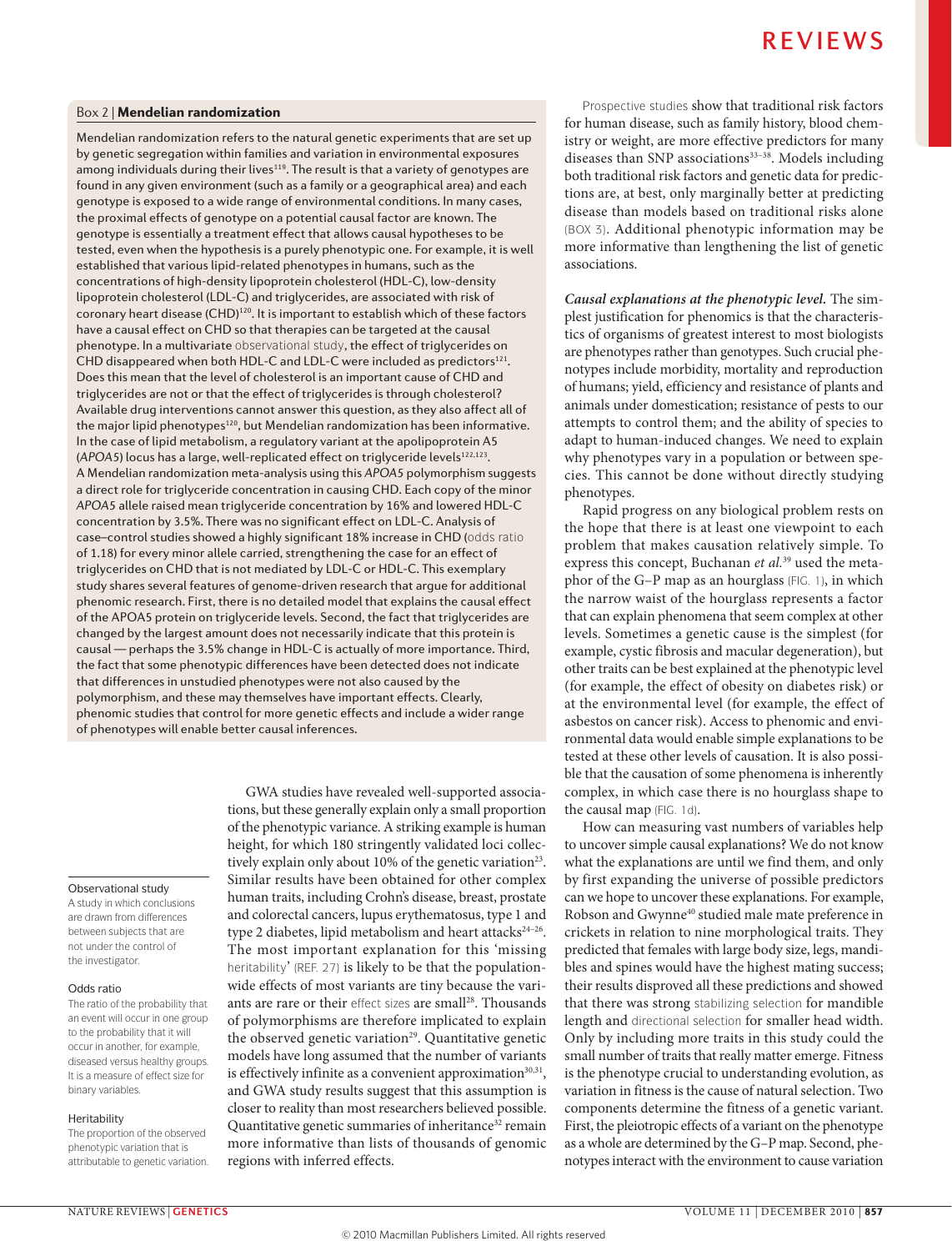### Box 2 | Mendelian randomization

Mendelian randomization refers to the natural genetic experiments that are set up by genetic segregation within families and variation in environmental exposures among individuals during their lives[119]. The result is that a variety of genotypes are found in any given environment (such as a family or a geographical area) and each genotype is exposed to a wide range of environmental conditions. In many cases, the proximal effects of genotype on a potential causal factor are known. The genotype is essentially a treatment effect that allows causal hypotheses to be tested, even when the hypothesis is a purely phenotypic one. For example, it is well established that various lipid-related phenotypes in humans, such as the concentrations of high-density lipoprotein cholesterol (HDL-C), low-density lipoprotein cholesterol (LDL-C) and triglycerides, are associated with risk of coronary heart disease (CHD)[120]. It is important to establish which of these factors have a causal effect on CHD so that therapies can be targeted at the causal phenotype. In a multivariate observational study, the effect of triglycerides on CHD disappeared when both HDL-C and LDL-C were included as predictors[121]. Does this mean that the level of cholesterol is an important cause of CHD and triglycerides are not or that the effect of triglycerides is through cholesterol? Available drug interventions cannot answer this question, as they also affect all of the major lipid phenotypes[120], but Mendelian randomization has been informative. In the case of lipid metabolism, a regulatory variant at the apolipoprotein A5 (*APOA5*) locus has a large, well-replicated effect on triglyceride levels[122,123]. A Mendelian randomization meta-analysis using this *APOA5* polymorphism suggests a direct role for triglyceride concentration in causing CHD. Each copy of the minor *APOA5* allele raised mean triglyceride concentration by 16% and lowered HDL-C concentration by 3.5%. There was no significant effect on LDL-C. Analysis of case–control studies showed a highly significant 18% increase in CHD (odds ratio of 1.18) for every minor allele carried, strengthening the case for an effect of triglycerides on CHD that is not mediated by LDL-C or HDL-C. This exemplary study shares several features of genome-driven research that argue for additional phenomic research. First, there is no detailed model that explains the causal effect of the APOA5 protein on triglyceride levels. Second, the fact that triglycerides are changed by the largest amount does not necessarily indicate that this protein is causal — perhaps the 3.5% change in HDL-C is actually of more importance. Third, the fact that some phenotypic differences have been detected does not indicate that differences in unstudied phenotypes were not also caused by the polymorphism, and these may themselves have important effects. Clearly, phenomic studies that control for more genetic effects and include a wider range of phenotypes will enable better causal inferences.

**Observational study**
A study in which conclusions are drawn from differences between subjects that are not under the control of the investigator.

**Odds ratio**
The ratio of the probability that an event will occur in one group to the probability that it will occur in another, for example, diseased versus healthy groups. It is a measure of effect size for binary variables.

**Heritability**
The proportion of the observed phenotypic variation that is attributable to genetic variation.

GWA studies have revealed well-supported associations, but these generally explain only a small proportion of the phenotypic variance. A striking example is human height, for which 180 stringently validated loci collectively explain only about 10% of the genetic variation[23]. Similar results have been obtained for other complex human traits, including Crohn's disease, breast, prostate and colorectal cancers, lupus erythematosus, type 1 and type 2 diabetes, lipid metabolism and heart attacks[24–26]. The most important explanation for this 'missing heritability' (REF. 27) is likely to be that the population-wide effects of most variants are tiny because the variants are rare or their effect sizes are small[28]. Thousands of polymorphisms are therefore implicated to explain the observed genetic variation[29]. Quantitative genetic models have long assumed that the number of variants is effectively infinite as a convenient approximation[30,31], and GWA study results suggest that this assumption is closer to reality than most researchers believed possible. Quantitative genetic summaries of inheritance[32] remain more informative than lists of thousands of genomic regions with inferred effects.

Prospective studies show that traditional risk factors for human disease, such as family history, blood chemistry or weight, are more effective predictors for many diseases than SNP associations[33–38]. Models including both traditional risk factors and genetic data for predictions are, at best, only marginally better at predicting disease than models based on traditional risks alone (BOX 3). Additional phenotypic information may be more informative than lengthening the list of genetic associations.

***Causal explanations at the phenotypic level.*** The simplest justification for phenomics is that the characteristics of organisms of greatest interest to most biologists are phenotypes rather than genotypes. Such crucial phenotypes include morbidity, mortality and reproduction of humans; yield, efficiency and resistance of plants and animals under domestication; resistance of pests to our attempts to control them; and the ability of species to adapt to human-induced changes. We need to explain why phenotypes vary in a population or between species. This cannot be done without directly studying phenotypes.

Rapid progress on any biological problem rests on the hope that there is at least one viewpoint to each problem that makes causation relatively simple. To express this concept, Buchanan *et al.*[39] used the metaphor of the G–P map as an hourglass (FIG. 1), in which the narrow waist of the hourglass represents a factor that can explain phenomena that seem complex at other levels. Sometimes a genetic cause is the simplest (for example, cystic fibrosis and macular degeneration), but other traits can be best explained at the phenotypic level (for example, the effect of obesity on diabetes risk) or at the environmental level (for example, the effect of asbestos on cancer risk). Access to phenomic and environmental data would enable simple explanations to be tested at these other levels of causation. It is also possible that the causation of some phenomena is inherently complex, in which case there is no hourglass shape to the causal map (FIG. 1d).

How can measuring vast numbers of variables help to uncover simple causal explanations? We do not know what the explanations are until we find them, and only by first expanding the universe of possible predictors can we hope to uncover these explanations. For example, Robson and Gwynne[40] studied male mate preference in crickets in relation to nine morphological traits. They predicted that females with large body size, legs, mandibles and spines would have the highest mating success; their results disproved all these predictions and showed that there was strong stabilizing selection for mandible length and directional selection for smaller head width. Only by including more traits in this study could the small number of traits that really matter emerge. Fitness is the phenotype crucial to understanding evolution, as variation in fitness is the cause of natural selection. Two components determine the fitness of a genetic variant. First, the pleiotropic effects of a variant on the phenotype as a whole are determined by the G–P map. Second, phenotypes interact with the environment to cause variation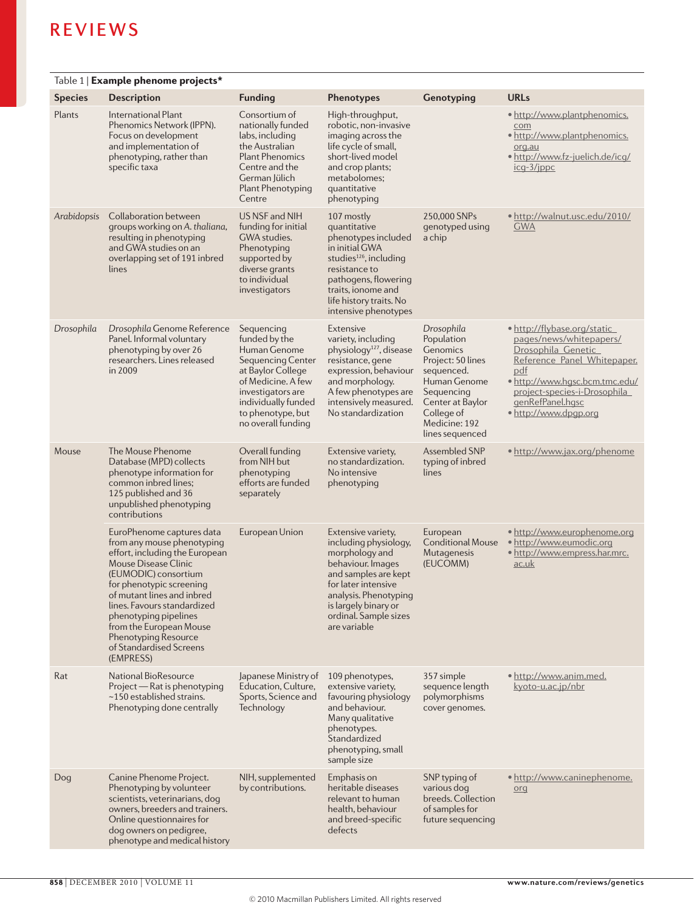Table 1 | **Example phenome projects***

| Species | Description | Funding | Phenotypes | Genotyping | URLs |
|---|---|---|---|---|---|
| Plants | International Plant Phenomics Network (IPPN). Focus on development and implementation of phenotyping, rather than specific taxa | Consortium of nationally funded labs, including the Australian Plant Phenomics Centre and the German Jülich Plant Phenotyping Centre | High-throughput, robotic, non-invasive imaging across the life cycle of small, short-lived model and crop plants; metabolomes; quantitative phenotyping | | • http://www.plantphenomics.com<br>• http://www.plantphenomics.org.au<br>• http://www.fz-juelich.de/icg/icg-3/jppc |
| *Arabidopsis* | Collaboration between groups working on *A. thaliana*, resulting in phenotyping and GWA studies on an overlapping set of 191 inbred lines | US NSF and NIH funding for initial GWA studies. Phenotyping supported by diverse grants to individual investigators | 107 mostly quantitative phenotypes included in initial GWA studies[126], including resistance to pathogens, flowering traits, ionome and life history traits. No intensive phenotypes | 250,000 SNPs genotyped using a chip | • http://walnut.usc.edu/2010/GWA |
| *Drosophila* | *Drosophila* Genome Reference Panel. Informal voluntary phenotyping by over 26 researchers. Lines released in 2009 | Sequencing funded by the Human Genome Sequencing Center at Baylor College of Medicine. A few investigators are individually funded to phenotype, but no overall funding | Extensive variety, including physiology[127], disease resistance, gene expression, behaviour and morphology. A few phenotypes are intensively measured. No standardization | *Drosophila* Population Genomics Project: 50 lines sequenced. Human Genome Sequencing Center at Baylor College of Medicine: 192 lines sequenced | • http://flybase.org/static_pages/news/whitepapers/Drosophila_Genetic_Reference_Panel_Whitepaper.pdf<br>• http://www.hgsc.bcm.tmc.edu/project-species-i-Drosophila_genRefPanel.hgsc<br>• http://www.dpgp.org |
| Mouse | The Mouse Phenome Database (MPD) collects phenotype information for common inbred lines; 125 published and 36 unpublished phenotyping contributions | Overall funding from NIH but phenotyping efforts are funded separately | Extensive variety, no standardization. No intensive phenotyping | Assembled SNP typing of inbred lines | • http://www.jax.org/phenome |
| | EuroPhenome captures data from any mouse phenotyping effort, including the European Mouse Disease Clinic (EUMODIC) consortium for phenotypic screening of mutant lines and inbred lines. Favours standardized phenotyping pipelines from the European Mouse Phenotyping Resource of Standardised Screens (EMPRESS) | European Union | Extensive variety, including physiology, morphology and behaviour. Images and samples are kept for later intensive analysis. Phenotyping is largely binary or ordinal. Sample sizes are variable | European Conditional Mouse Mutagenesis (EUCOMM) | • http://www.europhenome.org<br>• http://www.eumodic.org<br>• http://www.empress.har.mrc.ac.uk |
| Rat | National BioResource Project — Rat is phenotyping ~150 established strains. Phenotyping done centrally | Japanese Ministry of Education, Culture, Sports, Science and Technology | 109 phenotypes, extensive variety, favouring physiology and behaviour. Many qualitative phenotypes. Standardized phenotyping, small sample size | 357 simple sequence length polymorphisms cover genomes. | • http://www.anim.med.kyoto-u.ac.jp/nbr |
| Dog | Canine Phenome Project. Phenotyping by volunteer scientists, veterinarians, dog owners, breeders and trainers. Online questionnaires for dog owners on pedigree, phenotype and medical history | NIH, supplemented by contributions. | Emphasis on heritable diseases relevant to human health, behaviour and breed-specific defects | SNP typing of various dog breeds. Collection of samples for future sequencing | • http://www.caninephenome.org |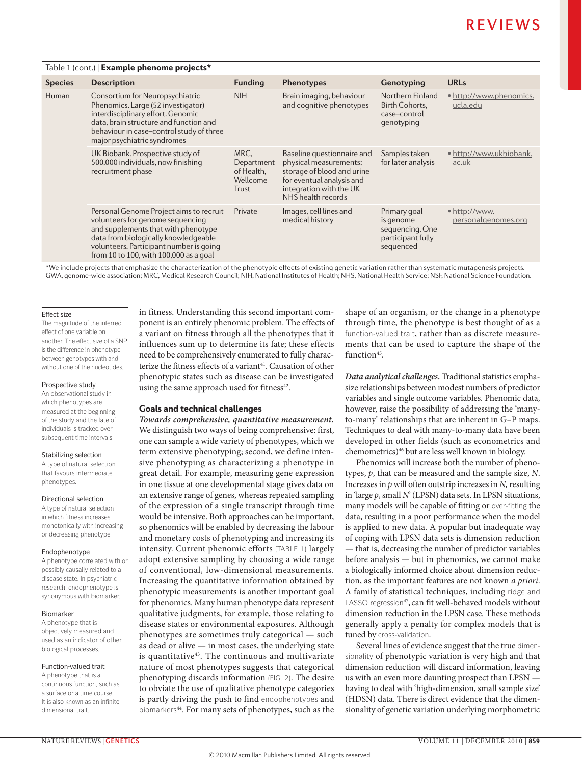Table 1 (cont.) | **Example phenome projects***

| Species | Description | Funding | Phenotypes | Genotyping | URLs |
|---|---|---|---|---|---|
| Human | Consortium for Neuropsychiatric Phenomics. Large (52 investigator) interdisciplinary effort. Genomic data, brain structure and function and behaviour in case–control study of three major psychiatric syndromes | NIH | Brain imaging, behaviour and cognitive phenotypes | Northern Finland Birth Cohorts, case–control genotyping | • http://www.phenomics.ucla.edu |
| | UK Biobank. Prospective study of 500,000 individuals, now finishing recruitment phase | MRC, Department of Health, Wellcome Trust | Baseline questionnaire and physical measurements; storage of blood and urine for eventual analysis and integration with the UK NHS health records | Samples taken for later analysis | • http://www.ukbiobank.ac.uk |
| | Personal Genome Project aims to recruit volunteers for genome sequencing and supplements that with phenotype data from biologically knowledgeable volunteers. Participant number is going from 10 to 100, with 100,000 as a goal | Private | Images, cell lines and medical history | Primary goal is genome sequencing. One participant fully sequenced | • http://www.personalgenomes.org |

*We include projects that emphasize the characterization of the phenotypic effects of existing genetic variation rather than systematic mutagenesis projects. GWA, genome-wide association; MRC, Medical Research Council; NIH, National Institutes of Health; NHS, National Health Service; NSF, National Science Foundation.

**Effect size**
The magnitude of the inferred effect of one variable on another. The effect size of a SNP is the difference in phenotype between genotypes with and without one of the nucleotides.

**Prospective study**
An observational study in which phenotypes are measured at the beginning of the study and the fate of individuals is tracked over subsequent time intervals.

**Stabilizing selection**
A type of natural selection that favours intermediate phenotypes.

**Directional selection**
A type of natural selection in which fitness increases monotonically with increasing or decreasing phenotype.

**Endophenotype**
A phenotype correlated with or possibly causally related to a disease state. In psychiatric research, endophenotype is synonymous with biomarker.

**Biomarker**
A phenotype that is objectively measured and used as an indicator of other biological processes.

**Function-valued trait**
A phenotype that is a continuous function, such as a surface or a time course. It is also known as an infinite dimensional trait.

in fitness. Understanding this second important component is an entirely phenomic problem. The effects of a variant on fitness through all the phenotypes that it influences sum up to determine its fate; these effects need to be comprehensively enumerated to fully characterize the fitness effects of a variant[41]. Causation of other phenotypic states such as disease can be investigated using the same approach used for fitness[42].

## Goals and technical challenges

***Towards comprehensive, quantitative measurement.*** We distinguish two ways of being comprehensive: first, one can sample a wide variety of phenotypes, which we term extensive phenotyping; second, we define intensive phenotyping as characterizing a phenotype in great detail. For example, measuring gene expression in one tissue at one developmental stage gives data on an extensive range of genes, whereas repeated sampling of the expression of a single transcript through time would be intensive. Both approaches can be important, so phenomics will be enabled by decreasing the labour and monetary costs of phenotyping and increasing its intensity. Current phenomic efforts (TABLE 1) largely adopt extensive sampling by choosing a wide range of conventional, low-dimensional measurements. Increasing the quantitative information obtained by phenotypic measurements is another important goal for phenomics. Many human phenotype data represent qualitative judgments, for example, those relating to disease states or environmental exposures. Although phenotypes are sometimes truly categorical — such as dead or alive — in most cases, the underlying state is quantitative[43]. The continuous and multivariate nature of most phenotypes suggests that categorical phenotyping discards information (FIG. 2). The desire to obviate the use of qualitative phenotype categories is partly driving the push to find endophenotypes and biomarkers[44]. For many sets of phenotypes, such as the shape of an organism, or the change in a phenotype through time, the phenotype is best thought of as a function-valued trait, rather than as discrete measurements that can be used to capture the shape of the function[45].

***Data analytical challenges.*** Traditional statistics emphasize relationships between modest numbers of predictor variables and single outcome variables. Phenomic data, however, raise the possibility of addressing the 'many-to-many' relationships that are inherent in G–P maps. Techniques to deal with many-to-many data have been developed in other fields (such as econometrics and chemometrics)[46] but are less well known in biology.

Phenomics will increase both the number of phenotypes, $p$, that can be measured and the sample size, $N$. Increases in $p$ will often outstrip increases in $N$, resulting in 'large $p$, small $N$' (LPSN) data sets. In LPSN situations, many models will be capable of fitting or over-fitting the data, resulting in a poor performance when the model is applied to new data. A popular but inadequate way of coping with LPSN data sets is dimension reduction — that is, decreasing the number of predictor variables before analysis — but in phenomics, we cannot make a biologically informed choice about dimension reduction, as the important features are not known *a priori*. A family of statistical techniques, including ridge and LASSO regression[47], can fit well-behaved models without dimension reduction in the LPSN case. These methods generally apply a penalty for complex models that is tuned by cross-validation.

Several lines of evidence suggest that the true dimensionality of phenotypic variation is very high and that dimension reduction will discard information, leaving us with an even more daunting prospect than LPSN — having to deal with 'high-dimension, small sample size' (HDSN) data. There is direct evidence that the dimensionality of genetic variation underlying morphometric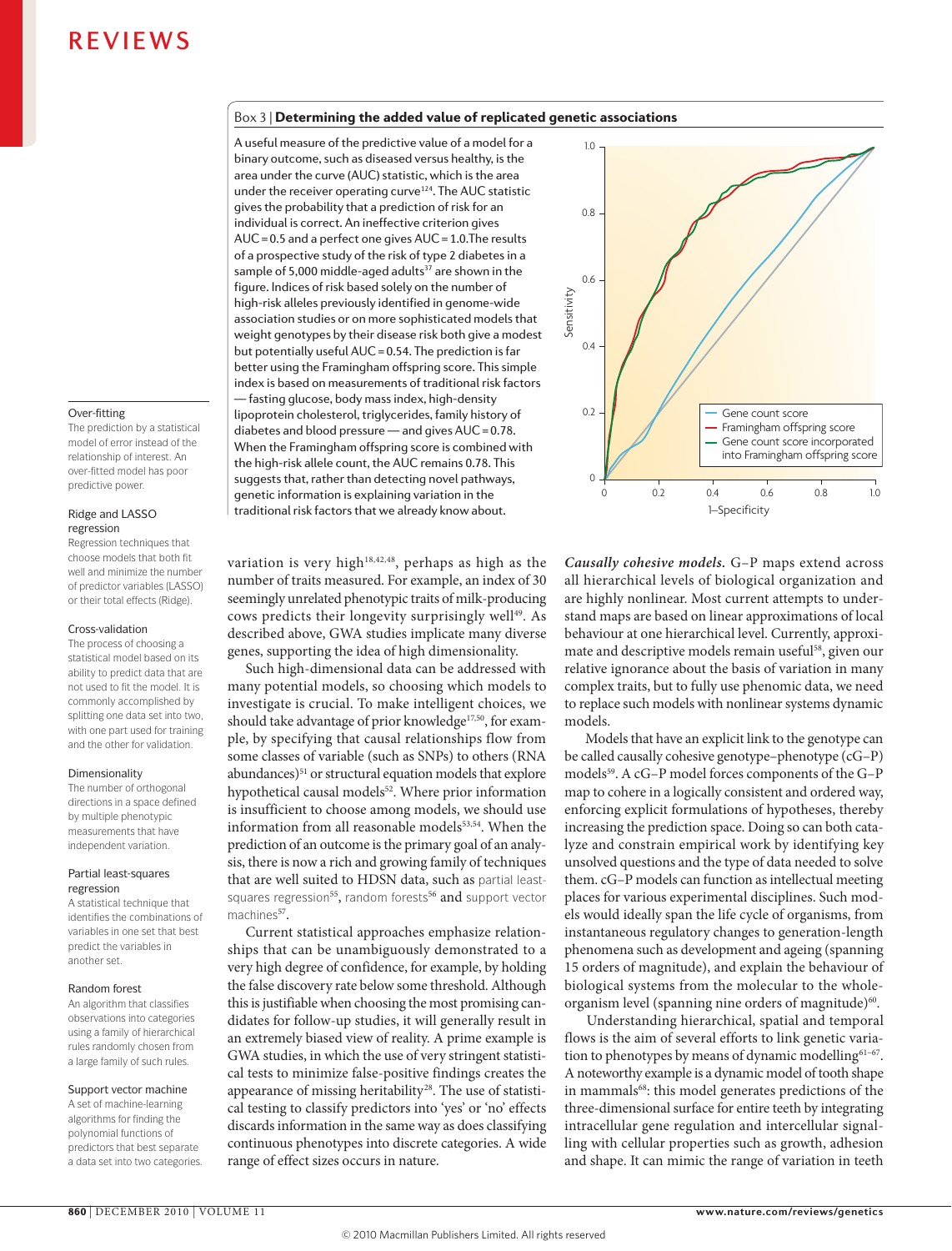## Box 3 | Determining the added value of replicated genetic associations

A useful measure of the predictive value of a model for a binary outcome, such as diseased versus healthy, is the area under the curve (AUC) statistic, which is the area under the receiver operating curve[124]. The AUC statistic gives the probability that a prediction of risk for an individual is correct. An ineffective criterion gives AUC = 0.5 and a perfect one gives AUC = 1.0.The results of a prospective study of the risk of type 2 diabetes in a sample of 5,000 middle-aged adults[37] are shown in the figure. Indices of risk based solely on the number of high-risk alleles previously identified in genome-wide association studies or on more sophisticated models that weight genotypes by their disease risk both give a modest but potentially useful AUC = 0.54. The prediction is far better using the Framingham offspring score. This simple index is based on measurements of traditional risk factors — fasting glucose, body mass index, high-density lipoprotein cholesterol, triglycerides, family history of diabetes and blood pressure — and gives AUC = 0.78. When the Framingham offspring score is combined with the high-risk allele count, the AUC remains 0.78. This suggests that, rather than detecting novel pathways, genetic information is explaining variation in the traditional risk factors that we already know about.

**Over-fitting**
The prediction by a statistical model of error instead of the relationship of interest. An over-fitted model has poor predictive power.

**Ridge and LASSO regression**
Regression techniques that choose models that both fit well and minimize the number of predictor variables (LASSO) or their total effects (Ridge).

**Cross-validation**
The process of choosing a statistical model based on its ability to predict data that are not used to fit the model. It is commonly accomplished by splitting one data set into two, with one part used for training and the other for validation.

**Dimensionality**
The number of orthogonal directions in a space defined by multiple phenotypic measurements that have independent variation.

**Partial least-squares regression**
A statistical technique that identifies the combinations of variables in one set that best predict the variables in another set.

**Random forest**
An algorithm that classifies observations into categories using a family of hierarchical rules randomly chosen from a large family of such rules.

**Support vector machine**
A set of machine-learning algorithms for finding the polynomial functions of predictors that best separate a data set into two categories.

variation is very high[18,42,48], perhaps as high as the number of traits measured. For example, an index of 30 seemingly unrelated phenotypic traits of milk-producing cows predicts their longevity surprisingly well[49]. As described above, GWA studies implicate many diverse genes, supporting the idea of high dimensionality.

Such high-dimensional data can be addressed with many potential models, so choosing which models to investigate is crucial. To make intelligent choices, we should take advantage of prior knowledge[17,50], for example, by specifying that causal relationships flow from some classes of variable (such as SNPs) to others (RNA abundances)[51] or structural equation models that explore hypothetical causal models[52]. Where prior information is insufficient to choose among models, we should use information from all reasonable models[53,54]. When the prediction of an outcome is the primary goal of an analysis, there is now a rich and growing family of techniques that are well suited to HDSN data, such as partial least-squares regression[55], random forests[56] and support vector machines[57].

Current statistical approaches emphasize relationships that can be unambiguously demonstrated to a very high degree of confidence, for example, by holding the false discovery rate below some threshold. Although this is justifiable when choosing the most promising candidates for follow-up studies, it will generally result in an extremely biased view of reality. A prime example is GWA studies, in which the use of very stringent statistical tests to minimize false-positive findings creates the appearance of missing heritability[28]. The use of statistical testing to classify predictors into 'yes' or 'no' effects discards information in the same way as does classifying continuous phenotypes into discrete categories. A wide range of effect sizes occurs in nature.

***Causally cohesive models.*** G–P maps extend across all hierarchical levels of biological organization and are highly nonlinear. Most current attempts to understand maps are based on linear approximations of local behaviour at one hierarchical level. Currently, approximate and descriptive models remain useful[58], given our relative ignorance about the basis of variation in many complex traits, but to fully use phenomic data, we need to replace such models with nonlinear systems dynamic models.

Models that have an explicit link to the genotype can be called causally cohesive genotype–phenotype (cG–P) models[59]. A cG–P model forces components of the G–P map to cohere in a logically consistent and ordered way, enforcing explicit formulations of hypotheses, thereby increasing the prediction space. Doing so can both catalyze and constrain empirical work by identifying key unsolved questions and the type of data needed to solve them. cG–P models can function as intellectual meeting places for various experimental disciplines. Such models would ideally span the life cycle of organisms, from instantaneous regulatory changes to generation-length phenomena such as development and ageing (spanning 15 orders of magnitude), and explain the behaviour of biological systems from the molecular to the whole-organism level (spanning nine orders of magnitude)[60].

Understanding hierarchical, spatial and temporal flows is the aim of several efforts to link genetic variation to phenotypes by means of dynamic modelling[61–67]. A noteworthy example is a dynamic model of tooth shape in mammals[68]: this model generates predictions of the three-dimensional surface for entire teeth by integrating intracellular gene regulation and intercellular signalling with cellular properties such as growth, adhesion and shape. It can mimic the range of variation in teeth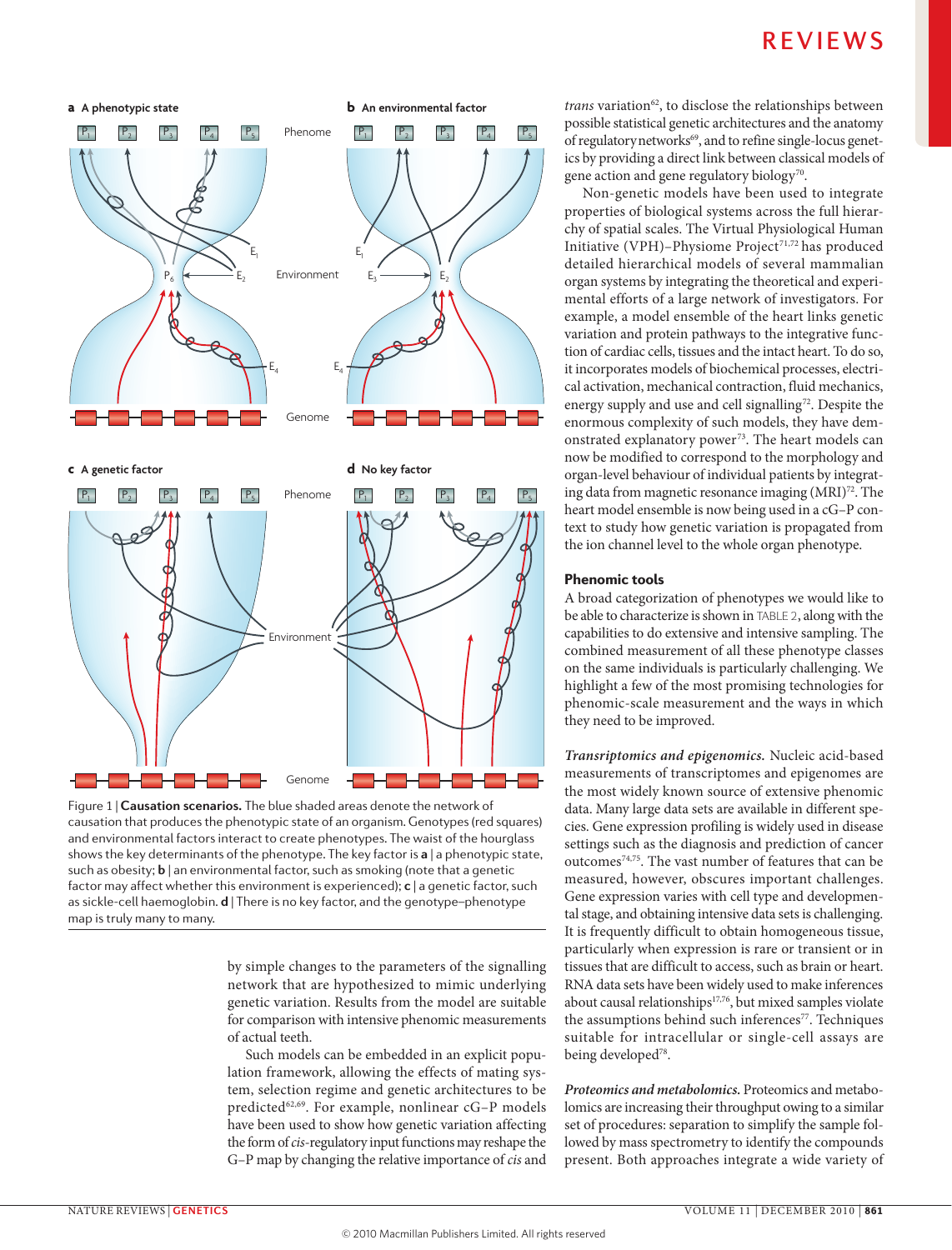Figure 1 | **Causation scenarios.** The blue shaded areas denote the network of causation that produces the phenotypic state of an organism. Genotypes (red squares) and environmental factors interact to create phenotypes. The waist of the hourglass shows the key determinants of the phenotype. The key factor is **a** | a phenotypic state, such as obesity; **b** | an environmental factor, such as smoking (note that a genetic factor may affect whether this environment is experienced); **c** | a genetic factor, such as sickle-cell haemoglobin. **d** | There is no key factor, and the genotype–phenotype map is truly many to many.

by simple changes to the parameters of the signalling network that are hypothesized to mimic underlying genetic variation. Results from the model are suitable for comparison with intensive phenomic measurements of actual teeth.

Such models can be embedded in an explicit population framework, allowing the effects of mating system, selection regime and genetic architectures to be predicted[62,69]. For example, nonlinear cG–P models have been used to show how genetic variation affecting the form of *cis*-regulatory input functions may reshape the G–P map by changing the relative importance of *cis* and *trans* variation[62], to disclose the relationships between possible statistical genetic architectures and the anatomy of regulatory networks[69], and to refine single-locus genetics by providing a direct link between classical models of gene action and gene regulatory biology[70].

Non-genetic models have been used to integrate properties of biological systems across the full hierarchy of spatial scales. The Virtual Physiological Human Initiative (VPH)–Physiome Project[71,72] has produced detailed hierarchical models of several mammalian organ systems by integrating the theoretical and experimental efforts of a large network of investigators. For example, a model ensemble of the heart links genetic variation and protein pathways to the integrative function of cardiac cells, tissues and the intact heart. To do so, it incorporates models of biochemical processes, electrical activation, mechanical contraction, fluid mechanics, energy supply and use and cell signalling[72]. Despite the enormous complexity of such models, they have demonstrated explanatory power[73]. The heart models can now be modified to correspond to the morphology and organ-level behaviour of individual patients by integrating data from magnetic resonance imaging (MRI)[72]. The heart model ensemble is now being used in a cG–P context to study how genetic variation is propagated from the ion channel level to the whole organ phenotype.

## Phenomic tools

A broad categorization of phenotypes we would like to be able to characterize is shown in TABLE 2, along with the capabilities to do extensive and intensive sampling. The combined measurement of all these phenotype classes on the same individuals is particularly challenging. We highlight a few of the most promising technologies for phenomic-scale measurement and the ways in which they need to be improved.

***Transriptomics and epigenomics.*** Nucleic acid-based measurements of transcriptomes and epigenomes are the most widely known source of extensive phenomic data. Many large data sets are available in different species. Gene expression profiling is widely used in disease settings such as the diagnosis and prediction of cancer outcomes[74,75]. The vast number of features that can be measured, however, obscures important challenges. Gene expression varies with cell type and developmental stage, and obtaining intensive data sets is challenging. It is frequently difficult to obtain homogeneous tissue, particularly when expression is rare or transient or in tissues that are difficult to access, such as brain or heart. RNA data sets have been widely used to make inferences about causal relationships[17,76], but mixed samples violate the assumptions behind such inferences[77]. Techniques suitable for intracellular or single-cell assays are being developed[78].

***Proteomics and metabolomics.*** Proteomics and metabolomics are increasing their throughput owing to a similar set of procedures: separation to simplify the sample followed by mass spectrometry to identify the compounds present. Both approaches integrate a wide variety of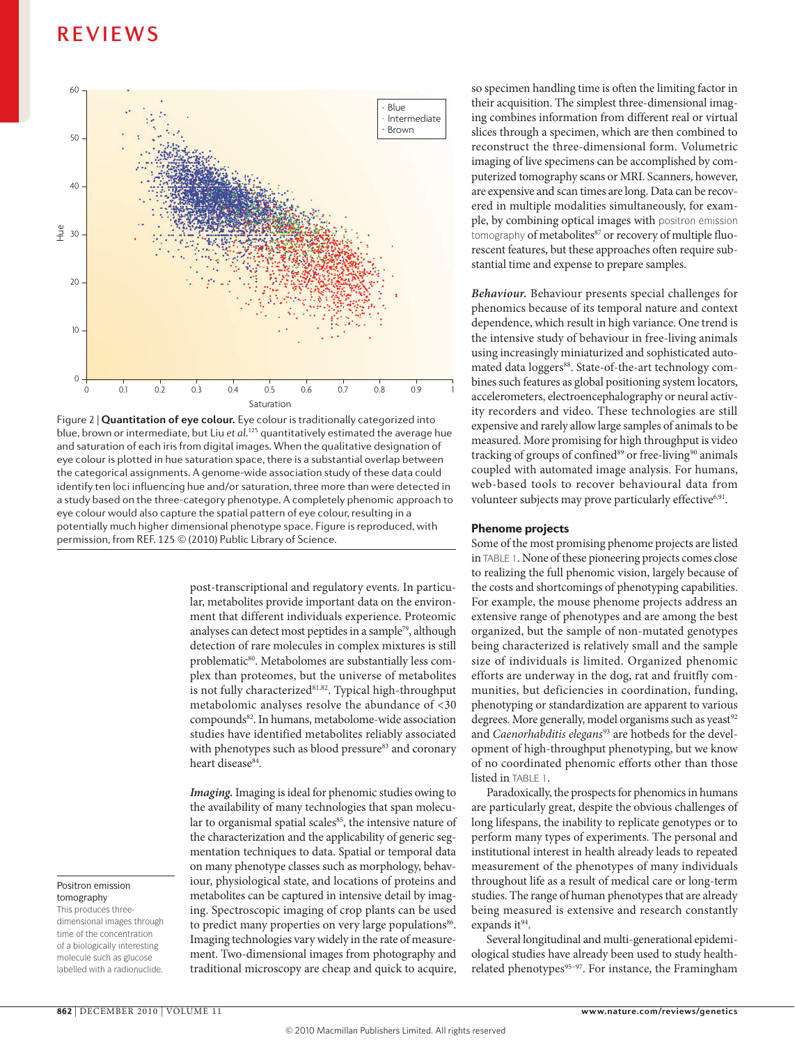Figure 2 | **Quantitation of eye colour.** Eye colour is traditionally categorized into blue, brown or intermediate, but Liu *et al.*[125] quantitatively estimated the average hue and saturation of each iris from digital images. When the qualitative designation of eye colour is plotted in hue saturation space, there is a substantial overlap between the categorical assignments. A genome-wide association study of these data could identify ten loci influencing hue and/or saturation, three more than were detected in a study based on the three-category phenotype. A completely phenomic approach to eye colour would also capture the spatial pattern of eye colour, resulting in a potentially much higher dimensional phenotype space. Figure is reproduced, with permission, from REF. 125 © (2010) Public Library of Science.

post-transcriptional and regulatory events. In particular, metabolites provide important data on the environment that different individuals experience. Proteomic analyses can detect most peptides in a sample[79], although detection of rare molecules in complex mixtures is still problematic[80]. Metabolomes are substantially less complex than proteomes, but the universe of metabolites is not fully characterized[81,82]. Typical high-throughput metabolomic analyses resolve the abundance of <30 compounds[82]. In humans, metabolome-wide association studies have identified metabolites reliably associated with phenotypes such as blood pressure[83] and coronary heart disease[84].

*Imaging.* Imaging is ideal for phenomic studies owing to the availability of many technologies that span molecular to organismal spatial scales[85], the intensive nature of the characterization and the applicability of generic segmentation techniques to data. Spatial or temporal data on many phenotype classes such as morphology, behaviour, physiological state, and locations of proteins and metabolites can be captured in intensive detail by imaging. Spectroscopic imaging of crop plants can be used to predict many properties on very large populations[86]. Imaging technologies vary widely in the rate of measurement. Two-dimensional images from photography and traditional microscopy are cheap and quick to acquire, so specimen handling time is often the limiting factor in their acquisition. The simplest three-dimensional imaging combines information from different real or virtual slices through a specimen, which are then combined to reconstruct the three-dimensional form. Volumetric imaging of live specimens can be accomplished by computerized tomography scans or MRI. Scanners, however, are expensive and scan times are long. Data can be recovered in multiple modalities simultaneously, for example, by combining optical images with positron emission tomography of metabolites[87] or recovery of multiple fluorescent features, but these approaches often require substantial time and expense to prepare samples.

**Positron emission tomography**
This produces three-dimensional images through time of the concentration of a biologically interesting molecule such as glucose labelled with a radionuclide.

*Behaviour.* Behaviour presents special challenges for phenomics because of its temporal nature and context dependence, which result in high variance. One trend is the intensive study of behaviour in free-living animals using increasingly miniaturized and sophisticated automated data loggers[88]. State-of-the-art technology combines such features as global positioning system locators, accelerometers, electroencephalography or neural activity recorders and video. These technologies are still expensive and rarely allow large samples of animals to be measured. More promising for high throughput is video tracking of groups of confined[89] or free-living[90] animals coupled with automated image analysis. For humans, web-based tools to recover behavioural data from volunteer subjects may prove particularly effective[6,91].

## Phenome projects

Some of the most promising phenome projects are listed in TABLE 1. None of these pioneering projects comes close to realizing the full phenomic vision, largely because of the costs and shortcomings of phenotyping capabilities. For example, the mouse phenome projects address an extensive range of phenotypes and are among the best organized, but the sample of non-mutated genotypes being characterized is relatively small and the sample size of individuals is limited. Organized phenomic efforts are underway in the dog, rat and fruitfly communities, but deficiencies in coordination, funding, phenotyping or standardization are apparent to various degrees. More generally, model organisms such as yeast[92] and *Caenorhabditis elegans*[93] are hotbeds for the development of high-throughput phenotyping, but we know of no coordinated phenomic efforts other than those listed in TABLE 1.

Paradoxically, the prospects for phenomics in humans are particularly great, despite the obvious challenges of long lifespans, the inability to replicate genotypes or to perform many types of experiments. The personal and institutional interest in health already leads to repeated measurement of the phenotypes of many individuals throughout life as a result of medical care or long-term studies. The range of human phenotypes that are already being measured is extensive and research constantly expands it[94].

Several longitudinal and multi-generational epidemiological studies have already been used to study health-related phenotypes[95–97]. For instance, the Framingham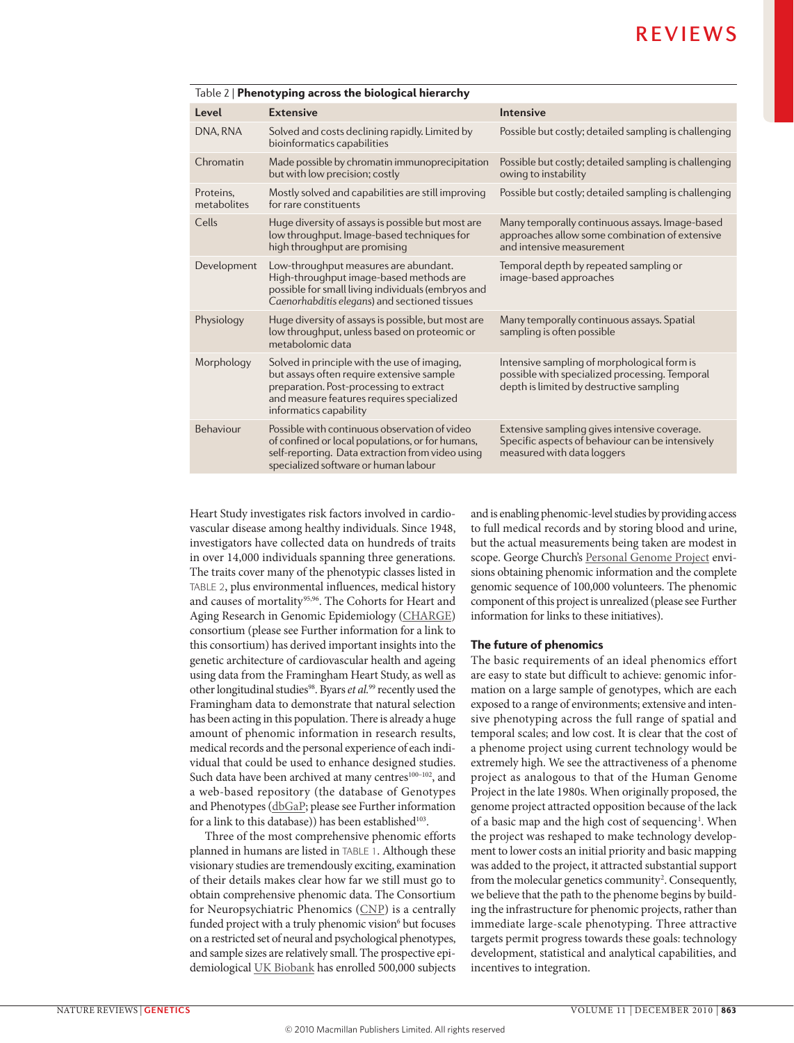Table 2 | **Phenotyping across the biological hierarchy**

| Level | Extensive | Intensive |
|---|---|---|
| DNA, RNA | Solved and costs declining rapidly. Limited by bioinformatics capabilities | Possible but costly; detailed sampling is challenging |
| Chromatin | Made possible by chromatin immunoprecipitation but with low precision; costly | Possible but costly; detailed sampling is challenging owing to instability |
| Proteins, metabolites | Mostly solved and capabilities are still improving for rare constituents | Possible but costly; detailed sampling is challenging |
| Cells | Huge diversity of assays is possible but most are low throughput. Image-based techniques for high throughput are promising | Many temporally continuous assays. Image-based approaches allow some combination of extensive and intensive measurement |
| Development | Low-throughput measures are abundant. High-throughput image-based methods are possible for small living individuals (embryos and *Caenorhabditis elegans*) and sectioned tissues | Temporal depth by repeated sampling or image-based approaches |
| Physiology | Huge diversity of assays is possible, but most are low throughput, unless based on proteomic or metabolomic data | Many temporally continuous assays. Spatial sampling is often possible |
| Morphology | Solved in principle with the use of imaging, but assays often require extensive sample preparation. Post-processing to extract and measure features requires specialized informatics capability | Intensive sampling of morphological form is possible with specialized processing. Temporal depth is limited by destructive sampling |
| Behaviour | Possible with continuous observation of video of confined or local populations, or for humans, self-reporting. Data extraction from video using specialized software or human labour | Extensive sampling gives intensive coverage. Specific aspects of behaviour can be intensively measured with data loggers |

Heart Study investigates risk factors involved in cardiovascular disease among healthy individuals. Since 1948, investigators have collected data on hundreds of traits in over 14,000 individuals spanning three generations. The traits cover many of the phenotypic classes listed in TABLE 2, plus environmental influences, medical history and causes of mortality[95,96]. The Cohorts for Heart and Aging Research in Genomic Epidemiology (CHARGE) consortium (please see Further information for a link to this consortium) has derived important insights into the genetic architecture of cardiovascular health and ageing using data from the Framingham Heart Study, as well as other longitudinal studies[98]. Byars *et al.*[99] recently used the Framingham data to demonstrate that natural selection has been acting in this population. There is already a huge amount of phenomic information in research results, medical records and the personal experience of each individual that could be used to enhance designed studies. Such data have been archived at many centres[100–102], and a web-based repository (the database of Genotypes and Phenotypes (dbGaP; please see Further information for a link to this database)) has been established[103].

Three of the most comprehensive phenomic efforts planned in humans are listed in TABLE 1. Although these visionary studies are tremendously exciting, examination of their details makes clear how far we still must go to obtain comprehensive phenomic data. The Consortium for Neuropsychiatric Phenomics (CNP) is a centrally funded project with a truly phenomic vision[6] but focuses on a restricted set of neural and psychological phenotypes, and sample sizes are relatively small. The prospective epidemiological UK Biobank has enrolled 500,000 subjects and is enabling phenomic-level studies by providing access to full medical records and by storing blood and urine, but the actual measurements being taken are modest in scope. George Church's Personal Genome Project envisions obtaining phenomic information and the complete genomic sequence of 100,000 volunteers. The phenomic component of this project is unrealized (please see Further information for links to these initiatives).

## The future of phenomics

The basic requirements of an ideal phenomics effort are easy to state but difficult to achieve: genomic information on a large sample of genotypes, which are each exposed to a range of environments; extensive and intensive phenotyping across the full range of spatial and temporal scales; and low cost. It is clear that the cost of a phenome project using current technology would be extremely high. We see the attractiveness of a phenome project as analogous to that of the Human Genome Project in the late 1980s. When originally proposed, the genome project attracted opposition because of the lack of a basic map and the high cost of sequencing[1]. When the project was reshaped to make technology development to lower costs an initial priority and basic mapping was added to the project, it attracted substantial support from the molecular genetics community[2]. Consequently, we believe that the path to the phenome begins by building the infrastructure for phenomic projects, rather than immediate large-scale phenotyping. Three attractive targets permit progress towards these goals: technology development, statistical and analytical capabilities, and incentives to integration.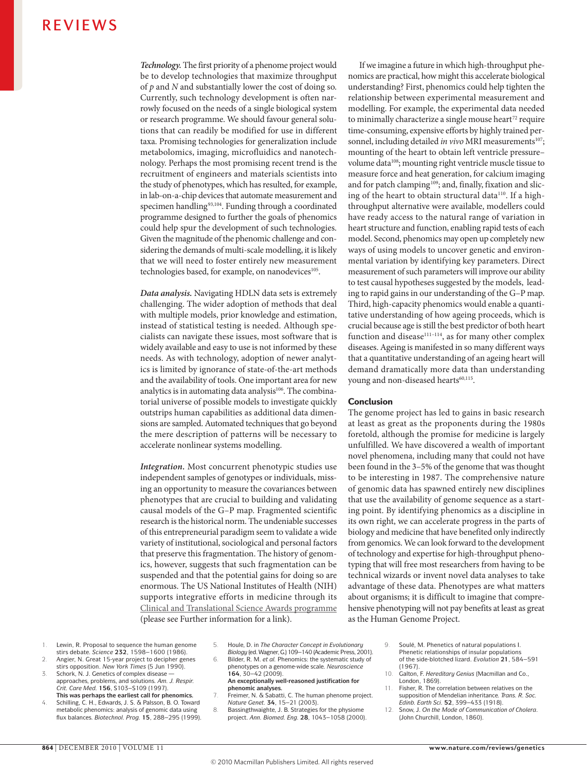**Technology.** The first priority of a phenome project would be to develop technologies that maximize throughput of $p$ and $N$ and substantially lower the cost of doing so. Currently, such technology development is often narrowly focused on the needs of a single biological system or research programme. We should favour general solutions that can readily be modified for use in different taxa. Promising technologies for generalization include metabolomics, imaging, microfluidics and nanotechnology. Perhaps the most promising recent trend is the recruitment of engineers and materials scientists into the study of phenotypes, which has resulted, for example, in lab-on-a-chip devices that automate measurement and specimen handling[93,104]. Funding through a coordinated programme designed to further the goals of phenomics could help spur the development of such technologies. Given the magnitude of the phenomic challenge and considering the demands of multi-scale modelling, it is likely that we will need to foster entirely new measurement technologies based, for example, on nanodevices[105].

**Data analysis.** Navigating HDLN data sets is extremely challenging. The wider adoption of methods that deal with multiple models, prior knowledge and estimation, instead of statistical testing is needed. Although specialists can navigate these issues, most software that is widely available and easy to use is not informed by these needs. As with technology, adoption of newer analytics is limited by ignorance of state-of-the-art methods and the availability of tools. One important area for new analytics is in automating data analysis[106]. The combinatorial universe of possible models to investigate quickly outstrips human capabilities as additional data dimensions are sampled. Automated techniques that go beyond the mere description of patterns will be necessary to accelerate nonlinear systems modelling.

**Integration.** Most concurrent phenotypic studies use independent samples of genotypes or individuals, missing an opportunity to measure the covariances between phenotypes that are crucial to building and validating causal models of the G–P map. Fragmented scientific research is the historical norm. The undeniable successes of this entrepreneurial paradigm seem to validate a wide variety of institutional, sociological and personal factors that preserve this fragmentation. The history of genomics, however, suggests that such fragmentation can be suspended and that the potential gains for doing so are enormous. The US National Institutes of Health (NIH) supports integrative efforts in medicine through its Clinical and Translational Science Awards programme (please see Further information for a link).

If we imagine a future in which high-throughput phenomics are practical, how might this accelerate biological understanding? First, phenomics could help tighten the relationship between experimental measurement and modelling. For example, the experimental data needed to minimally characterize a single mouse heart[72] require time-consuming, expensive efforts by highly trained personnel, including detailed *in vivo* MRI measurements[107]; mounting of the heart to obtain left ventricle pressure–volume data[108]; mounting right ventricle muscle tissue to measure force and heat generation, for calcium imaging and for patch clamping[109]; and, finally, fixation and slicing of the heart to obtain structural data[110]. If a high-throughput alternative were available, modellers could have ready access to the natural range of variation in heart structure and function, enabling rapid tests of each model. Second, phenomics may open up completely new ways of using models to uncover genetic and environmental variation by identifying key parameters. Direct measurement of such parameters will improve our ability to test causal hypotheses suggested by the models, leading to rapid gains in our understanding of the G–P map. Third, high-capacity phenomics would enable a quantitative understanding of how ageing proceeds, which is crucial because age is still the best predictor of both heart function and disease[111–114], as for many other complex diseases. Ageing is manifested in so many different ways that a quantitative understanding of an ageing heart will demand dramatically more data than understanding young and non-diseased hearts[60,115].

## Conclusion

The genome project has led to gains in basic research at least as great as the proponents during the 1980s foretold, although the promise for medicine is largely unfulfilled. We have discovered a wealth of important novel phenomena, including many that could not have been found in the 3–5% of the genome that was thought to be interesting in 1987. The comprehensive nature of genomic data has spawned entirely new disciplines that use the availability of genome sequence as a starting point. By identifying phenomics as a discipline in its own right, we can accelerate progress in the parts of biology and medicine that have benefited only indirectly from genomics. We can look forward to the development of technology and expertise for high-throughput phenotyping that will free most researchers from having to be technical wizards or invent novel data analyses to take advantage of these data. Phenotypes are what matters about organisms; it is difficult to imagine that comprehensive phenotyping will not pay benefits at least as great as the Human Genome Project.

1. Lewin, R. Proposal to sequence the human genome stirs debate. *Science* **232**, 1598–1600 (1986).
2. Angier, N. Great 15-year project to decipher genes stirs opposition. *New York Times* (5 Jun 1990).
3. Schork, N. J. Genetics of complex disease — approaches, problems, and solutions. *Am. J. Respir. Crit. Care Med.* **156**, S103–S109 (1997).
**This was perhaps the earliest call for phenomics.**
4. Schilling, C. H., Edwards, J. S. & Palsson, B. O. Toward metabolic phenomics: analysis of genomic data using flux balances. *Biotechnol. Prog.* **15**, 288–295 (1999).
5. Houle, D. in *The Character Concept in Evolutionary Biology* (ed. Wagner, G.) 109–140 (Academic Press, 2001).
6. Bilder, R. M. *et al.* Phenomics: the systematic study of phenotypes on a genome-wide scale. *Neuroscience* **164**, 30–42 (2009).
**An exceptionally well-reasoned justification for phenomic analyses.**
7. Freimer, N. & Sabatti, C. The human phenome project. *Nature Genet.* **34**, 15–21 (2003).
8. Bassingthwaighte, J. B. Strategies for the physiome project. *Ann. Biomed. Eng.* **28**, 1043–1058 (2000).
9. Soulé, M. Phenetics of natural populations I. Phenetic relationships of insular populations of the side-blotched lizard. *Evolution* **21**, 584–591 (1967).
10. Galton, F. *Hereditary Genius* (Macmillan and Co., London, 1869).
11. Fisher, R. The correlation between relatives on the supposition of Mendelian inheritance. *Trans. R. Soc. Edinb. Earth Sci.* **52**, 399–433 (1918).
12. Snow, J. *On the Mode of Communication of Cholera*. (John Churchill, London, 1860).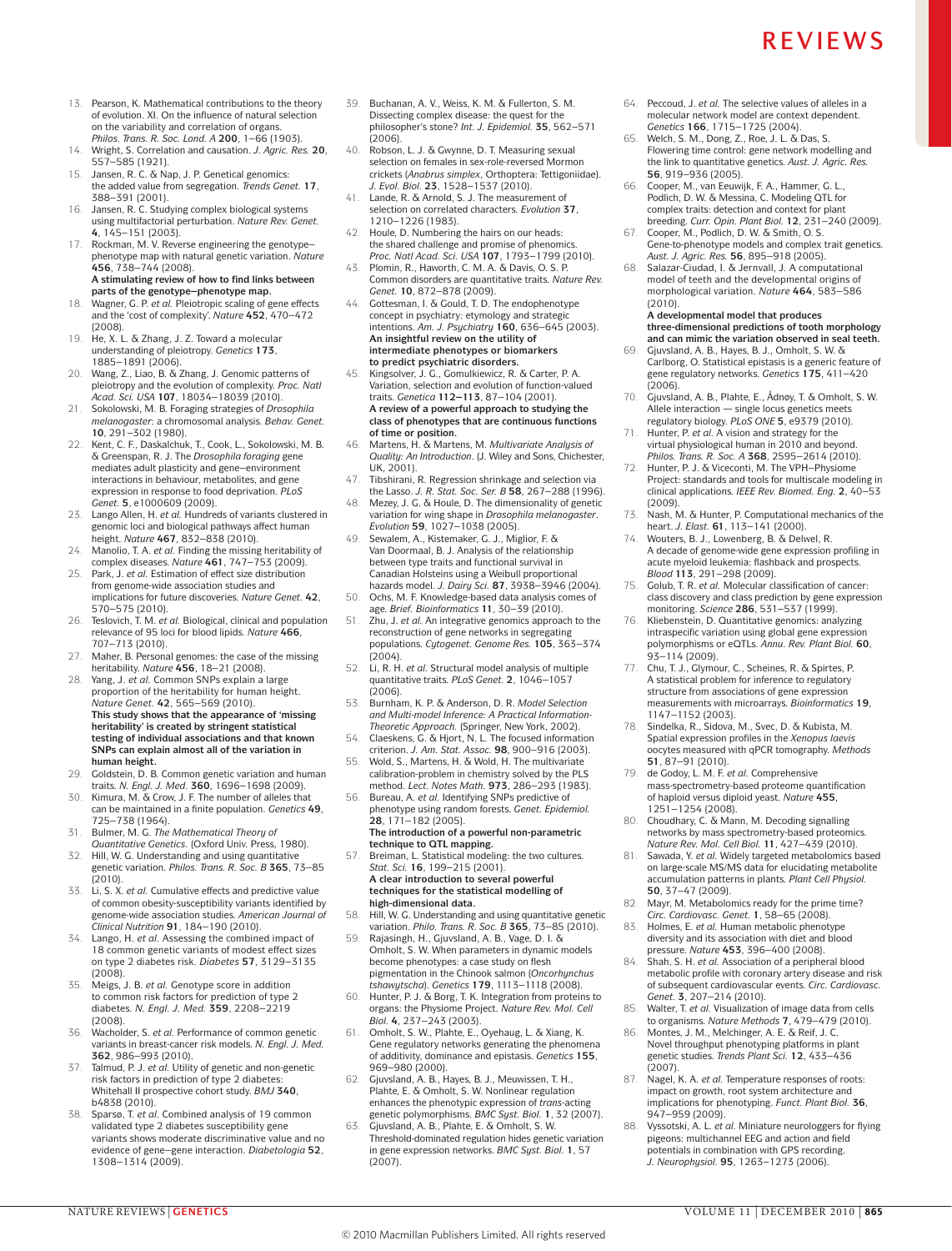13. Pearson, K. Mathematical contributions to the theory of evolution. XI. On the influence of natural selection on the variability and correlation of organs. *Philos. Trans. R. Soc. Lond. A* **200**, 1–66 (1903).
14. Wright, S. Correlation and causation. *J. Agric. Res.* **20**, 557–585 (1921).
15. Jansen, R. C. & Nap, J. P. Genetical genomics: the added value from segregation. *Trends Genet.* **17**, 388–391 (2001).
16. Jansen, R. C. Studying complex biological systems using multifactorial perturbation. *Nature Rev. Genet.* **4**, 145–151 (2003).
17. Rockman, M. V. Reverse engineering the genotype–phenotype map with natural genetic variation. *Nature* **456**, 738–744 (2008).
**A stimulating review of how to find links between parts of the genotype–phenotype map.**
18. Wagner, G. P. *et al.* Pleiotropic scaling of gene effects and the 'cost of complexity'. *Nature* **452**, 470–472 (2008).
19. He, X. L. & Zhang, J. Z. Toward a molecular understanding of pleiotropy. *Genetics* **173**, 1885–1891 (2006).
20. Wang, Z., Liao, B. & Zhang, J. Genomic patterns of pleiotropy and the evolution of complexity. *Proc. Natl Acad. Sci. USA* **107**, 18034–18039 (2010).
21. Sokolowski, M. B. Foraging strategies of *Drosophila melanogaster*: a chromosomal analysis. *Behav. Genet.* **10**, 291–302 (1980).
22. Kent, C. F., Daskalchuk, T., Cook, L., Sokolowski, M. B. & Greenspan, R. J. The *Drosophila foraging* gene mediates adult plasticity and gene–environment interactions in behaviour, metabolites, and gene expression in response to food deprivation. *PLoS Genet.* **5**, e1000609 (2009).
23. Lango Allen, H. *et al.* Hundreds of variants clustered in genomic loci and biological pathways affect human height. *Nature* **467**, 832–838 (2010).
24. Manolio, T. A. *et al.* Finding the missing heritability of complex diseases. *Nature* **461**, 747–753 (2009).
25. Park, J. *et al.* Estimation of effect size distribution from genome-wide association studies and implications for future discoveries. *Nature Genet.* **42**, 570–575 (2010).
26. Teslovich, T. M. *et al.* Biological, clinical and population relevance of 95 loci for blood lipids. *Nature* **466**, 707–713 (2010).
27. Maher, B. Personal genomes: the case of the missing heritability. *Nature* **456**, 18–21 (2008).
28. Yang, J. *et al.* Common SNPs explain a large proportion of the heritability for human height. *Nature Genet.* **42**, 565–569 (2010).
**This study shows that the appearance of 'missing heritability' is created by stringent statistical testing of individual associations and that known SNPs can explain almost all of the variation in human height.**
29. Goldstein, D. B. Common genetic variation and human traits. *N. Engl. J. Med.* **360**, 1696–1698 (2009).
30. Kimura, M. & Crow, J. F. The number of alleles that can be maintained in a finite population. *Genetics* **49**, 725–738 (1964).
31. Bulmer, M. G. *The Mathematical Theory of Quantitative Genetics*. (Oxford Univ. Press, 1980).
32. Hill, W. G. Understanding and using quantitative genetic variation. *Philos. Trans. R. Soc. B* **365**, 73–85 (2010).
33. Li, S. X. *et al.* Cumulative effects and predictive value of common obesity-susceptibility variants identified by genome-wide association studies. *American Journal of Clinical Nutrition* **91**, 184–190 (2010).
34. Lango, H. *et al.* Assessing the combined impact of 18 common genetic variants of modest effect sizes on type 2 diabetes risk. *Diabetes* **57**, 3129–3135 (2008).
35. Meigs, J. B. *et al.* Genotype score in addition to common risk factors for prediction of type 2 diabetes. *N. Engl. J. Med.* **359**, 2208–2219 (2008).
36. Wacholder, S. *et al.* Performance of common genetic variants in breast-cancer risk models. *N. Engl. J. Med.* **362**, 986–993 (2010).
37. Talmud, P. J. *et al.* Utility of genetic and non-genetic risk factors in prediction of type 2 diabetes: Whitehall II prospective cohort study. *BMJ* **340**, b4838 (2010).
38. Sparsø, T. *et al.* Combined analysis of 19 common validated type 2 diabetes susceptibility gene variants shows moderate discriminative value and no evidence of gene–gene interaction. *Diabetologia* **52**, 1308–1314 (2009).
39. Buchanan, A. V., Weiss, K. M. & Fullerton, S. M. Dissecting complex disease: the quest for the philosopher's stone? *Int. J. Epidemiol.* **35**, 562–571 (2006).
40. Robson, L. J. & Gwynne, D. T. Measuring sexual selection on females in sex-role-reversed Mormon crickets (*Anabrus simplex*, Orthoptera: Tettigoniidae). *J. Evol. Biol.* **23**, 1528–1537 (2010).
41. Lande, R. & Arnold, S. J. The measurement of selection on correlated characters. *Evolution* **37**, 1210–1226 (1983).
42. Houle, D. Numbering the hairs on our heads: the shared challenge and promise of phenomics. *Proc. Natl Acad. Sci. USA* **107**, 1793–1799 (2010).
43. Plomin, R., Haworth, C. M. A. & Davis, O. S. P. Common disorders are quantitative traits. *Nature Rev. Genet.* **10**, 872–878 (2009).
44. Gottesman, I. & Gould, T. D. The endophenotype concept in psychiatry: etymology and strategic intentions. *Am. J. Psychiatry* **160**, 636–645 (2003).
**An insightful review on the utility of intermediate phenotypes or biomarkers to predict psychiatric disorders.**
45. Kingsolver, J. G., Gomulkiewicz, R. & Carter, P. A. Variation, selection and evolution of function-valued traits. *Genetica* **112–113**, 87–104 (2001).
**A review of a powerful approach to studying the class of phenotypes that are continuous functions of time or position.**
46. Martens, H. & Martens, M. *Multivariate Analysis of Quality: An Introduction*. (J. Wiley and Sons, Chichester, UK, 2001).
47. Tibshirani, R. Regression shrinkage and selection via the Lasso. *J. R. Stat. Soc. Ser. B* **58**, 267–288 (1996).
48. Mezey, J. G. & Houle, D. The dimensionality of genetic variation for wing shape in *Drosophila melanogaster*. *Evolution* **59**, 1027–1038 (2005).
49. Sewalem, A., Kistemaker, G. J., Miglior, F. & Van Doormaal, B. J. Analysis of the relationship between type traits and functional survival in Canadian Holsteins using a Weibull proportional hazards model. *J. Dairy Sci.* **87**, 3938–3946 (2004).
50. Ochs, M. F. Knowledge-based data analysis comes of age. *Brief. Bioinformatics* **11**, 30–39 (2010).
51. Zhu, J. *et al.* An integrative genomics approach to the reconstruction of gene networks in segregating populations. *Cytogenet. Genome Res.* **105**, 363–374 (2004).
52. Li, R. H. *et al.* Structural model analysis of multiple quantitative traits. *PLoS Genet.* **2**, 1046–1057 (2006).
53. Burnham, K. P. & Anderson, D. R. *Model Selection and Multi-model Inference: A Practical Information-Theoretic Approach.* (Springer, New York, 2002).
54. Claeskens, G. & Hjort, N. L. The focused information criterion. *J. Am. Stat. Assoc.* **98**, 900–916 (2003).
55. Wold, S., Martens, H. & Wold, H. The multivariate calibration-problem in chemistry solved by the PLS method. *Lect. Notes Math.* **973**, 286–293 (1983).
56. Bureau, A. *et al.* Identifying SNPs predictive of phenotype using random forests. *Genet. Epidemiol.* **28**, 171–182 (2005).
**The introduction of a powerful non-parametric technique to QTL mapping.**
57. Breiman, L. Statistical modeling: the two cultures. *Stat. Sci.* **16**, 199–215 (2001).
**A clear introduction to several powerful techniques for the statistical modelling of high-dimensional data.**
58. Hill, W. G. Understanding and using quantitative genetic variation. *Philo. Trans. R. Soc. B* **365**, 73–85 (2010).
59. Rajasingh, H., Gjuvsland, A. B., Vage, D. I. & Omholt, S. W. When parameters in dynamic models become phenotypes: a case study on flesh pigmentation in the Chinook salmon (*Oncorhynchus tshawytscha*). *Genetics* **179**, 1113–1118 (2008).
60. Hunter, P. J. & Borg, T. K. Integration from proteins to organs: the Physiome Project. *Nature Rev. Mol. Cell Biol.* **4**, 237–243 (2003).
61. Omholt, S. W., Plahte, E., Oyehaug, L. & Xiang, K. Gene regulatory networks generating the phenomena of additivity, dominance and epistasis. *Genetics* **155**, 969–980 (2000).
62. Gjuvsland, A. B., Hayes, B. J., Meuwissen, T. H., Plahte, E. & Omholt, S. W. Nonlinear regulation enhances the phenotypic expression of *trans*-acting genetic polymorphisms. *BMC Syst. Biol.* **1**, 32 (2007).
63. Gjuvsland, A. B., Plahte, E. & Omholt, S. W. Threshold-dominated regulation hides genetic variation in gene expression networks. *BMC Syst. Biol.* **1**, 57 (2007).
64. Peccoud, J. *et al.* The selective values of alleles in a molecular network model are context dependent. *Genetics* **166**, 1715–1725 (2004).
65. Welch, S. M., Dong, Z., Roe, J. L. & Das, S. Flowering time control: gene network modelling and the link to quantitative genetics. *Aust. J. Agric. Res.* **56**, 919–936 (2005).
66. Cooper, M., van Eeuwijk, F. A., Hammer, G. L., Podlich, D. W. & Messina, C. Modeling QTL for complex traits: detection and context for plant breeding. *Curr. Opin. Plant Biol.* **12**, 231–240 (2009).
67. Cooper, M., Podlich, D. W. & Smith, O. S. Gene-to-phenotype models and complex trait genetics. *Aust. J. Agric. Res.* **56**, 895–918 (2005).
68. Salazar-Ciudad, I. & Jernvall, J. A computational model of teeth and the developmental origins of morphological variation. *Nature* **464**, 583–586 (2010).
**A developmental model that produces three-dimensional predictions of tooth morphology and can mimic the variation observed in seal teeth.**
69. Gjuvsland, A. B., Hayes, B. J., Omholt, S. W. & Carlborg, O. Statistical epistasis is a generic feature of gene regulatory networks. *Genetics* **175**, 411–420 (2006).
70. Gjuvsland, A. B., Plahte, E., Ådnøy, T. & Omholt, S. W. Allele interaction — single locus genetics meets regulatory biology. *PLoS ONE* **5**, e9379 (2010).
71. Hunter, P. *et al.* A vision and strategy for the virtual physiological human in 2010 and beyond. *Philos. Trans. R. Soc. A* **368**, 2595–2614 (2010).
72. Hunter, P. J. & Viceconti, M. The VPH–Physiome Project: standards and tools for multiscale modeling in clinical applications. *IEEE Rev. Biomed. Eng.* **2**, 40–53 (2009).
73. Nash, M. & Hunter, P. Computational mechanics of the heart. *J. Elast.* **61**, 113–141 (2000).
74. Wouters, B. J., Lowenberg, B. & Delwel, R. A decade of genome-wide gene expression profiling in acute myeloid leukemia: flashback and prospects. *Blood* **113**, 291–298 (2009).
75. Golub, T. R. *et al.* Molecular classification of cancer: class discovery and class prediction by gene expression monitoring. *Science* **286**, 531–537 (1999).
76. Kliebenstein, D. Quantitative genomics: analyzing intraspecific variation using global gene expression polymorphisms or eQTLs. *Annu. Rev. Plant Biol.* **60**, 93–114 (2009).
77. Chu, T. J., Glymour, C., Scheines, R. & Spirtes, P. A statistical problem for inference to regulatory structure from associations of gene expression measurements with microarrays. *Bioinformatics* **19**, 1147–1152 (2003).
78. Sindelka, R., Sidova, M., Svec, D. & Kubista, M. Spatial expression profiles in the *Xenopus laevis* oocytes measured with qPCR tomography. *Methods* **51**, 87–91 (2010).
79. de Godoy, L. M. F. *et al.* Comprehensive mass-spectrometry-based proteome quantification of haploid versus diploid yeast. *Nature* **455**, 1251–1254 (2008).
80. Choudhary, C. & Mann, M. Decoding signalling networks by mass spectrometry-based proteomics. *Nature Rev. Mol. Cell Biol.* **11**, 427–439 (2010).
81. Sawada, Y. *et al.* Widely targeted metabolomics based on large-scale MS/MS data for elucidating metabolite accumulation patterns in plants. *Plant Cell Physiol.* **50**, 37–47 (2009).
82. Mayr, M. Metabolomics ready for the prime time? *Circ. Cardiovasc. Genet.* **1**, 58–65 (2008).
83. Holmes, E. *et al.* Human metabolic phenotype diversity and its association with diet and blood pressure. *Nature* **453**, 396–400 (2008).
84. Shah, S. H. *et al.* Association of a peripheral blood metabolic profile with coronary artery disease and risk of subsequent cardiovascular events. *Circ. Cardiovasc. Genet.* **3**, 207–214 (2010).
85. Walter, T. *et al.* Visualization of image data from cells to organisms. *Nature Methods* **7**, 479–479 (2010).
86. Montes, J. M., Melchinger, A. E. & Reif, J. C. Novel throughput phenotyping platforms in plant genetic studies. *Trends Plant Sci.* **12**, 433–436 (2007).
87. Nagel, K. A. *et al.* Temperature responses of roots: impact on growth, root system architecture and implications for phenotyping. *Funct. Plant Biol.* **36**, 947–959 (2009).
88. Vyssotski, A. L. *et al.* Miniature neurologgers for flying pigeons: multichannel EEG and action and field potentials in combination with GPS recording. *J. Neurophysiol.* **95**, 1263–1273 (2006).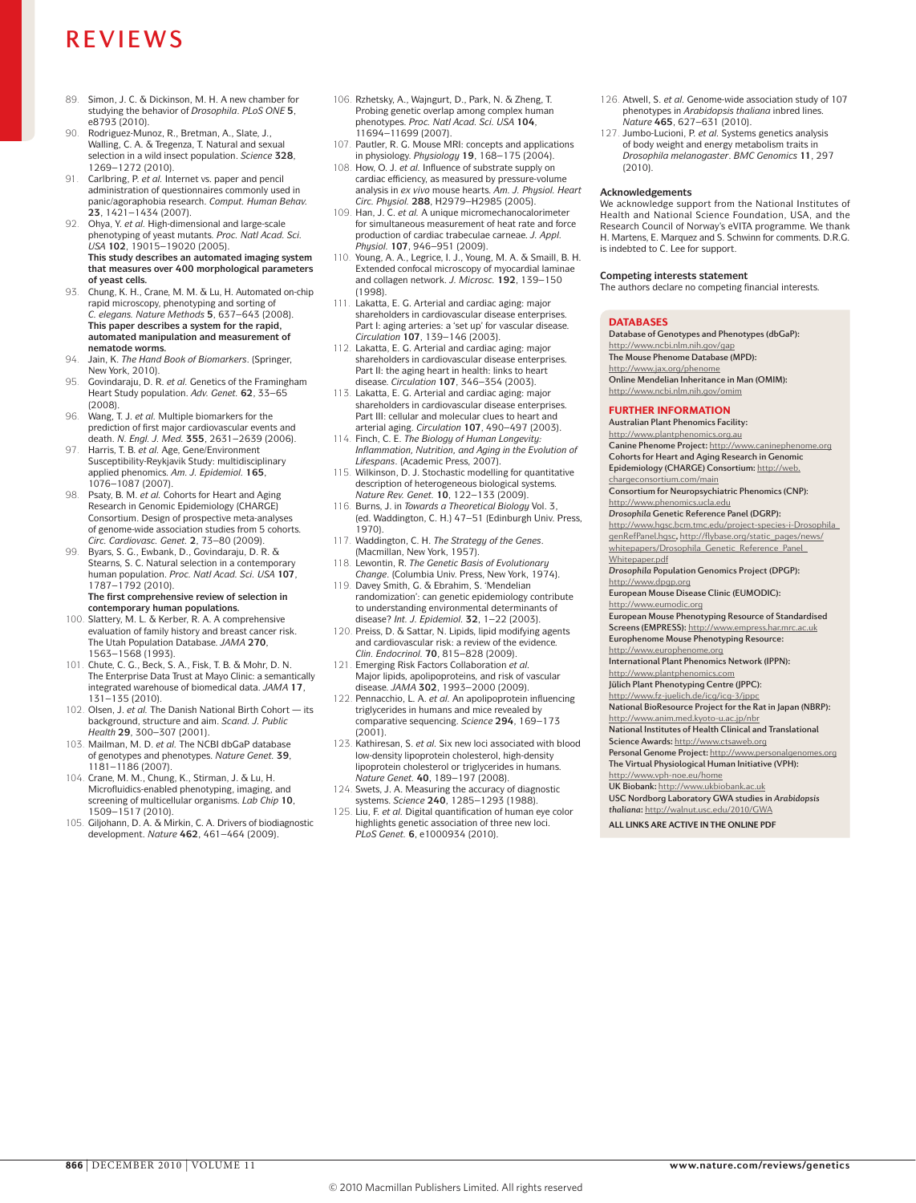89. Simon, J. C. & Dickinson, M. H. A new chamber for studying the behavior of *Drosophila*. *PLoS ONE* **5**, e8793 (2010).
90. Rodriguez-Munoz, R., Bretman, A., Slate, J., Walling, C. A. & Tregenza, T. Natural and sexual selection in a wild insect population. *Science* **328**, 1269–1272 (2010).
91. Carlbring, P. *et al.* Internet vs. paper and pencil administration of questionnaires commonly used in panic/agoraphobia research. *Comput. Human Behav.* **23**, 1421–1434 (2007).
92. Ohya, Y. *et al.* High-dimensional and large-scale phenotyping of yeast mutants. *Proc. Natl Acad. Sci. USA* **102**, 19015–19020 (2005).
**This study describes an automated imaging system that measures over 400 morphological parameters of yeast cells.**
93. Chung, K. H., Crane, M. M. & Lu, H. Automated on-chip rapid microscopy, phenotyping and sorting of *C. elegans*. *Nature Methods* **5**, 637–643 (2008).
**This paper describes a system for the rapid, automated manipulation and measurement of nematode worms.**
94. Jain, K. *The Hand Book of Biomarkers*. (Springer, New York, 2010).
95. Govindaraju, D. R. *et al.* Genetics of the Framingham Heart Study population. *Adv. Genet.* **62**, 33–65 (2008).
96. Wang, T. J. *et al.* Multiple biomarkers for the prediction of first major cardiovascular events and death. *N. Engl. J. Med.* **355**, 2631–2639 (2006).
97. Harris, T. B. *et al.* Age, Gene/Environment Susceptibility-Reykjavik Study: multidisciplinary applied phenomics. *Am. J. Epidemiol.* **165**, 1076–1087 (2007).
98. Psaty, B. M. *et al.* Cohorts for Heart and Aging Research in Genomic Epidemiology (CHARGE) Consortium. Design of prospective meta-analyses of genome-wide association studies from 5 cohorts. *Circ. Cardiovasc. Genet.* **2**, 73–80 (2009).
99. Byars, S. G., Ewbank, D., Govindaraju, D. R. & Stearns, S. C. Natural selection in a contemporary human population. *Proc. Natl Acad. Sci. USA* **107**, 1787–1792 (2010).
**The first comprehensive review of selection in contemporary human populations.**
100. Slattery, M. L. & Kerber, R. A. A comprehensive evaluation of family history and breast cancer risk. The Utah Population Database. *JAMA* **270**, 1563–1568 (1993).
101. Chute, C. G., Beck, S. A., Fisk, T. B. & Mohr, D. N. The Enterprise Data Trust at Mayo Clinic: a semantically integrated warehouse of biomedical data. *JAMA* **17**, 131–135 (2010).
102. Olsen, J. *et al.* The Danish National Birth Cohort — its background, structure and aim. *Scand. J. Public Health* **29**, 300–307 (2001).
103. Mailman, M. D. *et al.* The NCBI dbGaP database of genotypes and phenotypes. *Nature Genet.* **39**, 1181–1186 (2007).
104. Crane, M. M., Chung, K., Stirman, J. & Lu, H. Microfluidics-enabled phenotyping, imaging, and screening of multicellular organisms. *Lab Chip* **10**, 1509–1517 (2010).
105. Giljohann, D. A. & Mirkin, C. A. Drivers of biodiagnostic development. *Nature* **462**, 461–464 (2009).
106. Rzhetsky, A., Wajngurt, D., Park, N. & Zheng, T. Probing genetic overlap among complex human phenotypes. *Proc. Natl Acad. Sci. USA* **104**, 11694–11699 (2007).
107. Pautler, R. G. Mouse MRI: concepts and applications in physiology. *Physiology* **19**, 168–175 (2004).
108. How, O. J. *et al.* Influence of substrate supply on cardiac efficiency, as measured by pressure-volume analysis in *ex vivo* mouse hearts. *Am. J. Physiol. Heart Circ. Physiol.* **288**, H2979–H2985 (2005).
109. Han, J. C. *et al.* A unique micromechanocalorimeter for simultaneous measurement of heat rate and force production of cardiac trabeculae carneae. *J. Appl. Physiol.* **107**, 946–951 (2009).
110. Young, A. A., Legrice, I. J., Young, M. A. & Smaill, B. H. Extended confocal microscopy of myocardial laminae and collagen network. *J. Microsc.* **192**, 139–150 (1998).
111. Lakatta, E. G. Arterial and cardiac aging: major shareholders in cardiovascular disease enterprises. Part I: aging arteries: a 'set up' for vascular disease. *Circulation* **107**, 139–146 (2003).
112. Lakatta, E. G. Arterial and cardiac aging: major shareholders in cardiovascular disease enterprises. Part II: the aging heart in health: links to heart disease. *Circulation* **107**, 346–354 (2003).
113. Lakatta, E. G. Arterial and cardiac aging: major shareholders in cardiovascular disease enterprises. Part III: cellular and molecular clues to heart and arterial aging. *Circulation* **107**, 490–497 (2003).
114. Finch, C. E. *The Biology of Human Longevity: Inflammation, Nutrition, and Aging in the Evolution of Lifespans*. (Academic Press, 2007).
115. Wilkinson, D. J. Stochastic modelling for quantitative description of heterogeneous biological systems. *Nature Rev. Genet.* **10**, 122–133 (2009).
116. Burns, J. M. in *Towards a Theoretical Biology* Vol. 3, (ed. Waddington, C. H.) 47–51 (Edinburgh Univ. Press, 1970).
117. Waddington, C. H. *The Strategy of the Genes*. (Macmillan, New York, 1957).
118. Lewontin, R. *The Genetic Basis of Evolutionary Change*. (Columbia Univ. Press, New York, 1974).
119. Davey Smith, G. & Ebrahim, S. 'Mendelian randomization': can genetic epidemiology contribute to understanding environmental determinants of disease? *Int. J. Epidemiol.* **32**, 1–22 (2003).
120. Preiss, D. & Sattar, N. Lipids, lipid modifying agents and cardiovascular risk: a review of the evidence. *Clin. Endocrinol.* **70**, 815–828 (2009).
121. Emerging Risk Factors Collaboration *et al.* Major lipids, apolipoproteins, and risk of vascular disease. *JAMA* **302**, 1993–2000 (2009).
122. Pennacchio, L. A. *et al.* An apolipoprotein influencing triglycerides in humans and mice revealed by comparative sequencing. *Science* **294**, 169–173 (2001).
123. Kathiresan, S. *et al.* Six new loci associated with blood low-density lipoprotein cholesterol, high-density lipoprotein cholesterol or triglycerides in humans. *Nature Genet.* **40**, 189–197 (2008).
124. Swets, J. A. Measuring the accuracy of diagnostic systems. *Science* **240**, 1285–1293 (1988).
125. Liu, F. *et al.* Digital quantification of human eye color highlights genetic association of three new loci. *PLoS Genet.* **6**, e1000934 (2010).
126. Atwell, S. *et al.* Genome-wide association study of 107 phenotypes in *Arabidopsis thaliana* inbred lines. *Nature* **465**, 627–631 (2010).
127. Jumbo-Lucioni, P. *et al.* Systems genetics analysis of body weight and energy metabolism traits in *Drosophila melanogaster*. *BMC Genomics* **11**, 297 (2010).

### Acknowledgements

We acknowledge support from the National Institutes of Health and National Science Foundation, USA, and the Research Council of Norway's eVITA programme. We thank H. Martens, E. Marquez and S. Schwinn for comments. D.R.G. is indebted to C. Lee for support.

### Competing interests statement

The authors declare no competing financial interests.

### DATABASES

Database of Genotypes and Phenotypes (dbGaP): http://www.ncbi.nlm.nih.gov/gap
The Mouse Phenome Database (MPD): http://www.jax.org/phenome
Online Mendelian Inheritance in Man (OMIM): http://www.ncbi.nlm.nih.gov/omim

### FURTHER INFORMATION

Australian Plant Phenomics Facility: http://www.plantphenomics.org.au
Canine Phenome Project: http://www.caninephenome.org
Cohorts for Heart and Aging Research in Genomic Epidemiology (CHARGE) Consortium: http://web.chargeconsortium.com/main
Consortium for Neuropsychiatric Phenomics (CNP): http://www.phenomics.ucla.edu
*Drosophila* Genetic Reference Panel (DGRP): http://www.hgsc.bcm.tmc.edu/project-species-i-Drosophila_genRefPanel.hgsc, http://flybase.org/static_pages/news/whitepapers/Drosophila_Genetic_Reference_Panel_Whitepaper.pdf
*Drosophila* Population Genomics Project (DPGP): http://www.dpgp.org
European Mouse Disease Clinic (EUMODIC): http://www.eumodic.org
European Mouse Phenotyping Resource of Standardised Screens (EMPRESS): http://www.empress.har.mrc.ac.uk
Europhenome Mouse Phenotyping Resource: http://www.europhenome.org
International Plant Phenomics Network (IPPN): http://www.plantphenomics.com
Jülich Plant Phenotyping Centre (JPPC): http://www.fz-juelich.de/icg/icg-3/jppc
National BioResource Project for the Rat in Japan (NBRP): http://www.anim.med.kyoto-u.ac.jp/nbr
National Institutes of Health Clinical and Translational Science Awards: http://www.ctsaweb.org
Personal Genome Project: http://www.personalgenomes.org
The Virtual Physiological Human Initiative (VPH): http://www.vph-noe.eu/home
UK Biobank: http://www.ukbiobank.ac.uk
USC Nordborg Laboratory GWA studies in *Arabidopsis thaliana*: http://walnut.usc.edu/2010/GWA

ALL LINKS ARE ACTIVE IN THE ONLINE PDF